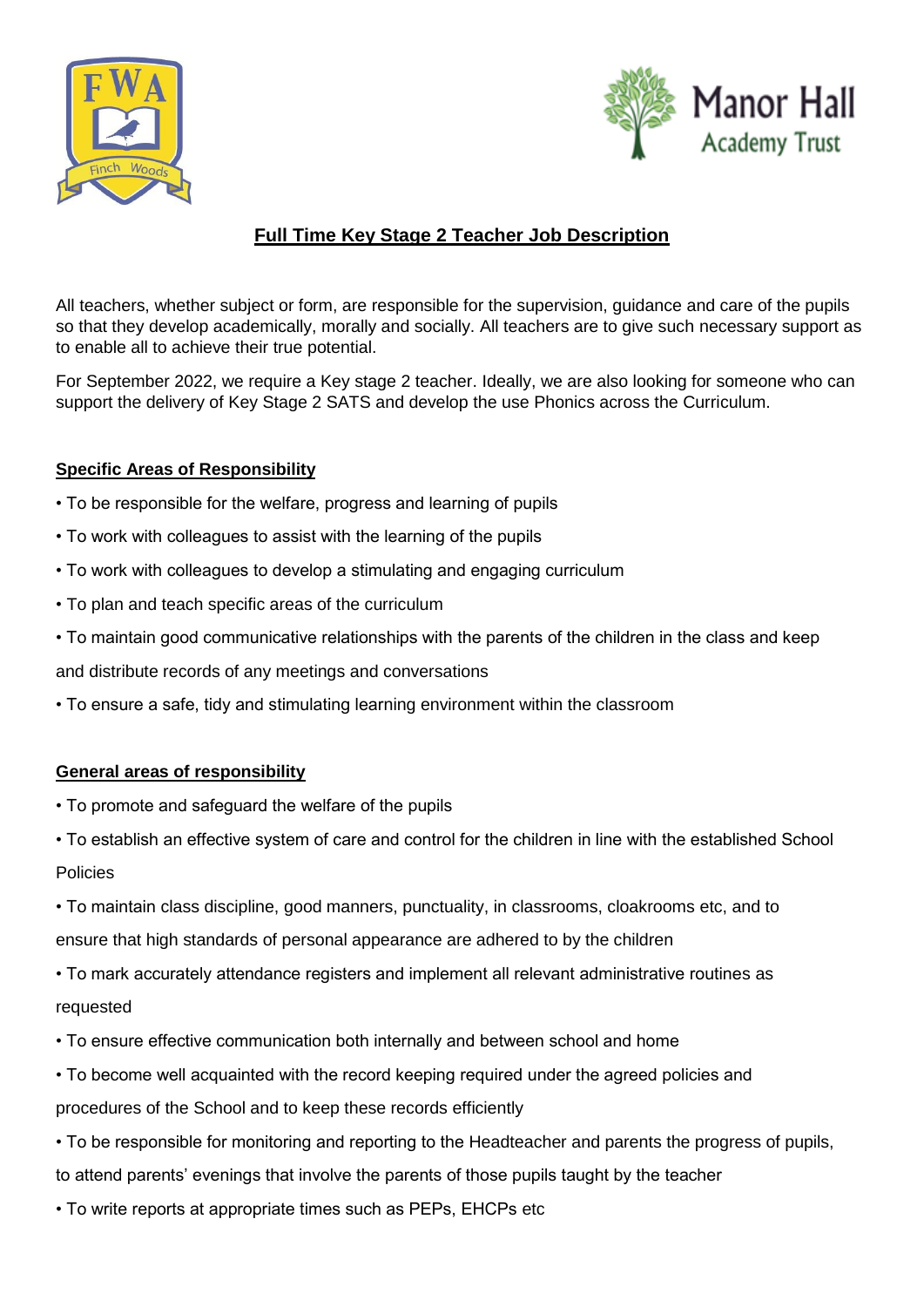# Full Time Key Stage 2 Teacher Job Description

All teachers, whether subject or form, are responsible for the supervision, guidance and care of the pupils so that they develop academically, morally and socially. All teachers are to give such necessary support as to enable all to achieve their true potential.

For September 2022, we require a Key stage 2 teacher. Ideally, we are also looking for someone who can support the delivery of Key Stage 2 SATS and develop the use Phonics across the Curriculum.

## Specific Areas of Responsibility

- To be responsible for the welfare, progress and learning of pupils
- To work with colleagues to assist with the learning of the pupils
- To work with colleagues to develop a stimulating and engaging curriculum
- To plan and teach specific areas of the curriculum
- To maintain good communicative relationships with the parents of the children in the class and keep and distribute records of any meetings and conversations
- To ensure a safe, tidy and stimulating learning environment within the classroom

## General areas of responsibility

- To promote and safeguard the welfare of the pupils
- To establish an effective system of care and control for the children in line with the established School Policies
- To maintain class discipline, good manners, punctuality, in classrooms, cloakrooms etc, and to ensure that high standards of personal appearance are adhered to by the children
- To mark accurately attendance registers and implement all relevant administrative routines as requested
- To ensure effective communication both internally and between school and home
- To become well acquainted with the record keeping required under the agreed policies and procedures of the School and to keep these records efficiently
- To be responsible for monitoring and reporting to the Headteacher and parents the progress of pupils, to attend parents' evenings that involve the parents of those pupils taught by the teacher
- To write reports at appropriate times such as PEPs, EHCPs etc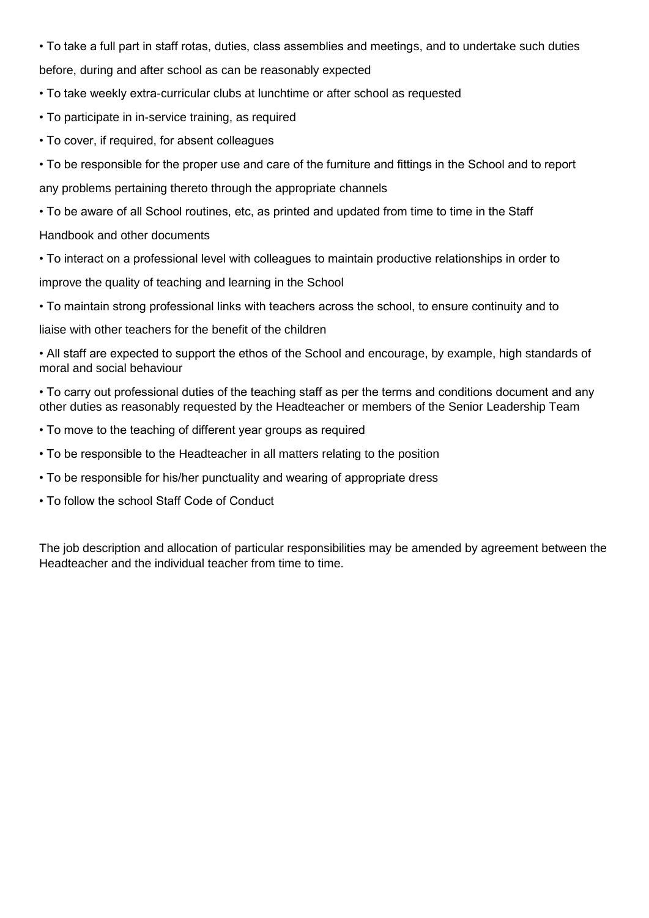- To take a full part in staff rotas, duties, class assemblies and meetings, and to undertake such duties before, during and after school as can be reasonably expected
- To take weekly extra-curricular clubs at lunchtime or after school as requested
- To participate in in-service training, as required
- To cover, if required, for absent colleagues
- To be responsible for the proper use and care of the furniture and fittings in the School and to report any problems pertaining thereto through the appropriate channels
- To be aware of all School routines, etc, as printed and updated from time to time in the Staff Handbook and other documents
- To interact on a professional level with colleagues to maintain productive relationships in order to improve the quality of teaching and learning in the School
- To maintain strong professional links with teachers across the school, to ensure continuity and to liaise with other teachers for the benefit of the children
- All staff are expected to support the ethos of the School and encourage, by example, high standards of moral and social behaviour
- To carry out professional duties of the teaching staff as per the terms and conditions document and any other duties as reasonably requested by the Headteacher or members of the Senior Leadership Team
- To move to the teaching of different year groups as required
- To be responsible to the Headteacher in all matters relating to the position
- To be responsible for his/her punctuality and wearing of appropriate dress
- To follow the school Staff Code of Conduct

The job description and allocation of particular responsibilities may be amended by agreement between the Headteacher and the individual teacher from time to time.